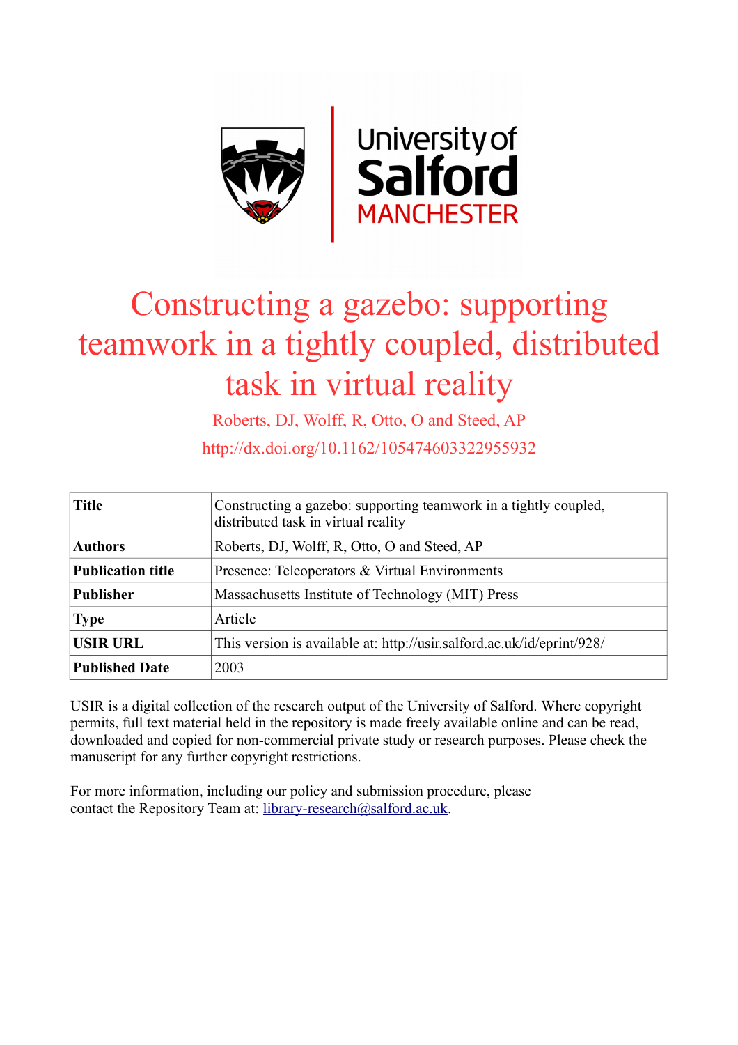# Constructing a gazebo: supporting teamwork in a tightly coupled, distributed task in virtual reality

Roberts, DJ, Wolff, R, Otto, O and Steed, AP

http://dx.doi.org/10.1162/105474603322955932

| **Title** | Constructing a gazebo: supporting teamwork in a tightly coupled, distributed task in virtual reality |
|---|---|
| **Authors** | Roberts, DJ, Wolff, R, Otto, O and Steed, AP |
| **Publication title** | Presence: Teleoperators & Virtual Environments |
| **Publisher** | Massachusetts Institute of Technology (MIT) Press |
| **Type** | Article |
| **USIR URL** | This version is available at: http://usir.salford.ac.uk/id/eprint/928/ |
| **Published Date** | 2003 |

USIR is a digital collection of the research output of the University of Salford. Where copyright permits, full text material held in the repository is made freely available online and can be read, downloaded and copied for non-commercial private study or research purposes. Please check the manuscript for any further copyright restrictions.

For more information, including our policy and submission procedure, please contact the Repository Team at: library-research@salford.ac.uk.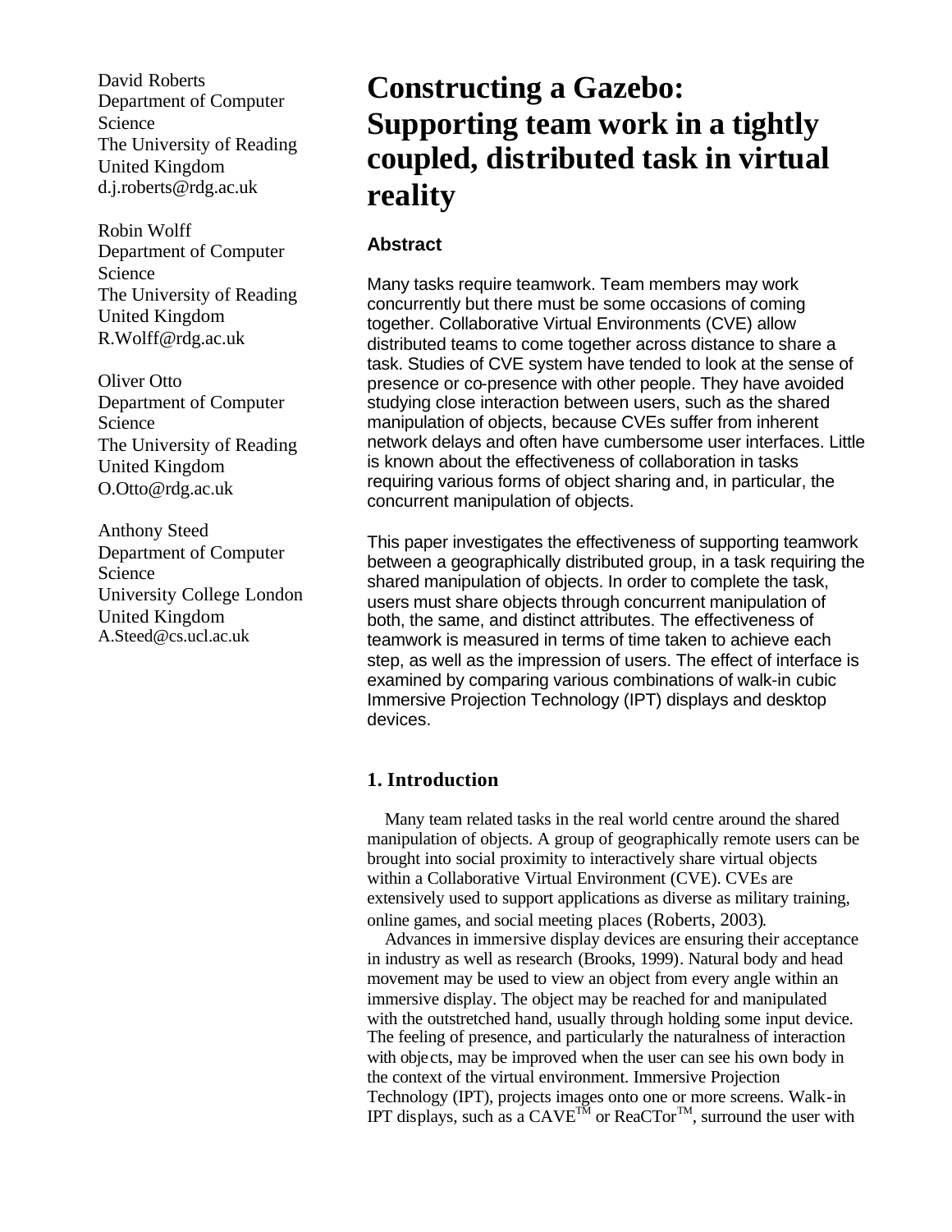# Constructing a Gazebo: Supporting team work in a tightly coupled, distributed task in virtual reality

David Roberts
Department of Computer Science
The University of Reading
United Kingdom
d.j.roberts@rdg.ac.uk

Robin Wolff
Department of Computer Science
The University of Reading
United Kingdom
R.Wolff@rdg.ac.uk

Oliver Otto
Department of Computer Science
The University of Reading
United Kingdom
O.Otto@rdg.ac.uk

Anthony Steed
Department of Computer Science
University College London
United Kingdom
A.Steed@cs.ucl.ac.uk

### Abstract

Many tasks require teamwork. Team members may work concurrently but there must be some occasions of coming together. Collaborative Virtual Environments (CVE) allow distributed teams to come together across distance to share a task. Studies of CVE system have tended to look at the sense of presence or co-presence with other people. They have avoided studying close interaction between users, such as the shared manipulation of objects, because CVEs suffer from inherent network delays and often have cumbersome user interfaces. Little is known about the effectiveness of collaboration in tasks requiring various forms of object sharing and, in particular, the concurrent manipulation of objects.

This paper investigates the effectiveness of supporting teamwork between a geographically distributed group, in a task requiring the shared manipulation of objects. In order to complete the task, users must share objects through concurrent manipulation of both, the same, and distinct attributes. The effectiveness of teamwork is measured in terms of time taken to achieve each step, as well as the impression of users. The effect of interface is examined by comparing various combinations of walk-in cubic Immersive Projection Technology (IPT) displays and desktop devices.

## 1. Introduction

Many team related tasks in the real world centre around the shared manipulation of objects. A group of geographically remote users can be brought into social proximity to interactively share virtual objects within a Collaborative Virtual Environment (CVE). CVEs are extensively used to support applications as diverse as military training, online games, and social meeting places (Roberts, 2003).

Advances in immersive display devices are ensuring their acceptance in industry as well as research (Brooks, 1999). Natural body and head movement may be used to view an object from every angle within an immersive display. The object may be reached for and manipulated with the outstretched hand, usually through holding some input device. The feeling of presence, and particularly the naturalness of interaction with objects, may be improved when the user can see his own body in the context of the virtual environment. Immersive Projection Technology (IPT), projects images onto one or more screens. Walk-in IPT displays, such as a CAVE™ or ReaCTor™, surround the user with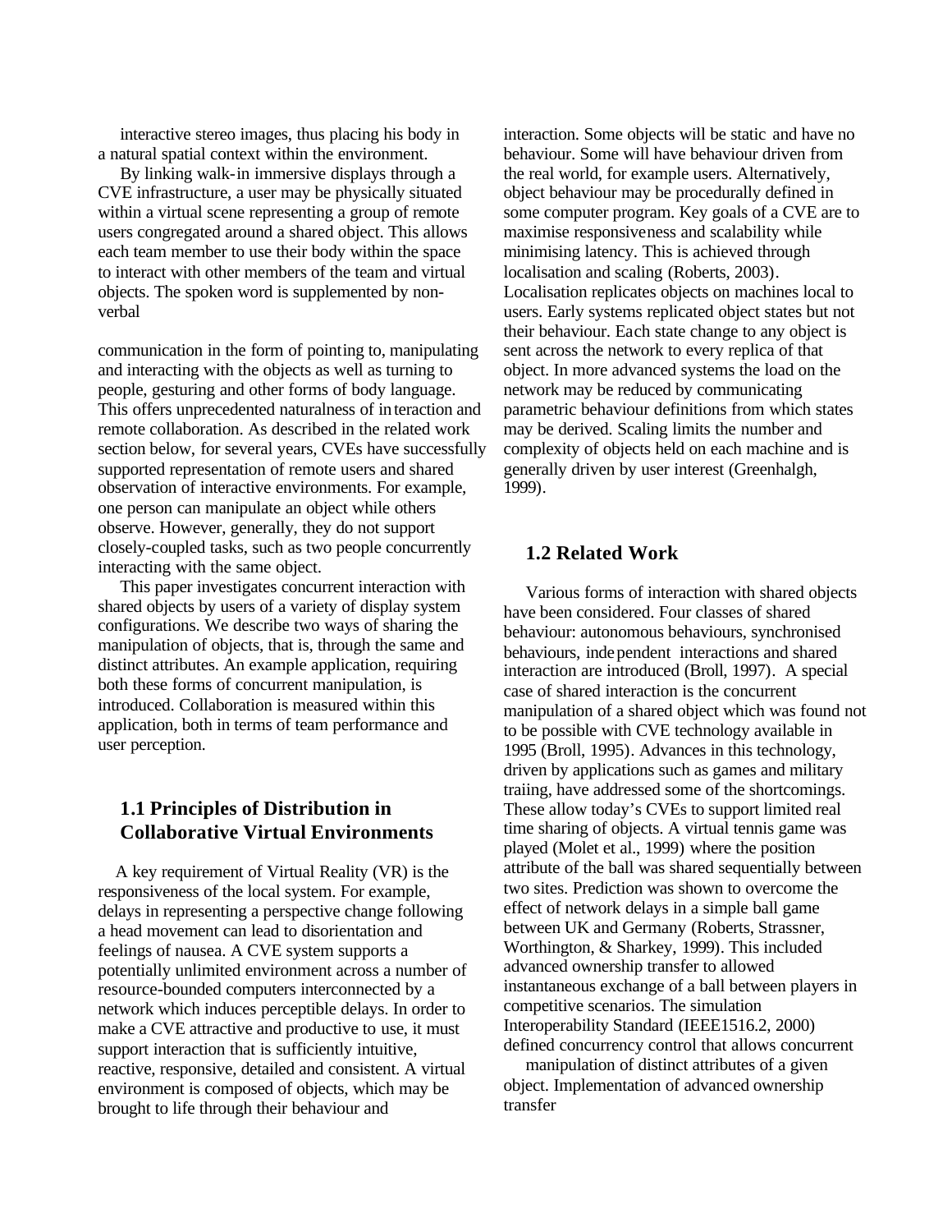interactive stereo images, thus placing his body in a natural spatial context within the environment.

By linking walk-in immersive displays through a CVE infrastructure, a user may be physically situated within a virtual scene representing a group of remote users congregated around a shared object. This allows each team member to use their body within the space to interact with other members of the team and virtual objects. The spoken word is supplemented by non-verbal

communication in the form of pointing to, manipulating and interacting with the objects as well as turning to people, gesturing and other forms of body language. This offers unprecedented naturalness of interaction and remote collaboration. As described in the related work section below, for several years, CVEs have successfully supported representation of remote users and shared observation of interactive environments. For example, one person can manipulate an object while others observe. However, generally, they do not support closely-coupled tasks, such as two people concurrently interacting with the same object.

This paper investigates concurrent interaction with shared objects by users of a variety of display system configurations. We describe two ways of sharing the manipulation of objects, that is, through the same and distinct attributes. An example application, requiring both these forms of concurrent manipulation, is introduced. Collaboration is measured within this application, both in terms of team performance and user perception.

## 1.1 Principles of Distribution in Collaborative Virtual Environments

A key requirement of Virtual Reality (VR) is the responsiveness of the local system. For example, delays in representing a perspective change following a head movement can lead to disorientation and feelings of nausea. A CVE system supports a potentially unlimited environment across a number of resource-bounded computers interconnected by a network which induces perceptible delays. In order to make a CVE attractive and productive to use, it must support interaction that is sufficiently intuitive, reactive, responsive, detailed and consistent. A virtual environment is composed of objects, which may be brought to life through their behaviour and interaction. Some objects will be static and have no behaviour. Some will have behaviour driven from the real world, for example users. Alternatively, object behaviour may be procedurally defined in some computer program. Key goals of a CVE are to maximise responsiveness and scalability while minimising latency. This is achieved through localisation and scaling (Roberts, 2003). Localisation replicates objects on machines local to users. Early systems replicated object states but not their behaviour. Each state change to any object is sent across the network to every replica of that object. In more advanced systems the load on the network may be reduced by communicating parametric behaviour definitions from which states may be derived. Scaling limits the number and complexity of objects held on each machine and is generally driven by user interest (Greenhalgh, 1999).

## 1.2 Related Work

Various forms of interaction with shared objects have been considered. Four classes of shared behaviour: autonomous behaviours, synchronised behaviours, independent interactions and shared interaction are introduced (Broll, 1997). A special case of shared interaction is the concurrent manipulation of a shared object which was found not to be possible with CVE technology available in 1995 (Broll, 1995). Advances in this technology, driven by applications such as games and military traiing, have addressed some of the shortcomings. These allow today's CVEs to support limited real time sharing of objects. A virtual tennis game was played (Molet et al., 1999) where the position attribute of the ball was shared sequentially between two sites. Prediction was shown to overcome the effect of network delays in a simple ball game between UK and Germany (Roberts, Strassner, Worthington, & Sharkey, 1999). This included advanced ownership transfer to allowed instantaneous exchange of a ball between players in competitive scenarios. The simulation Interoperability Standard (IEEE1516.2, 2000) defined concurrency control that allows concurrent manipulation of distinct attributes of a given object. Implementation of advanced ownership transfer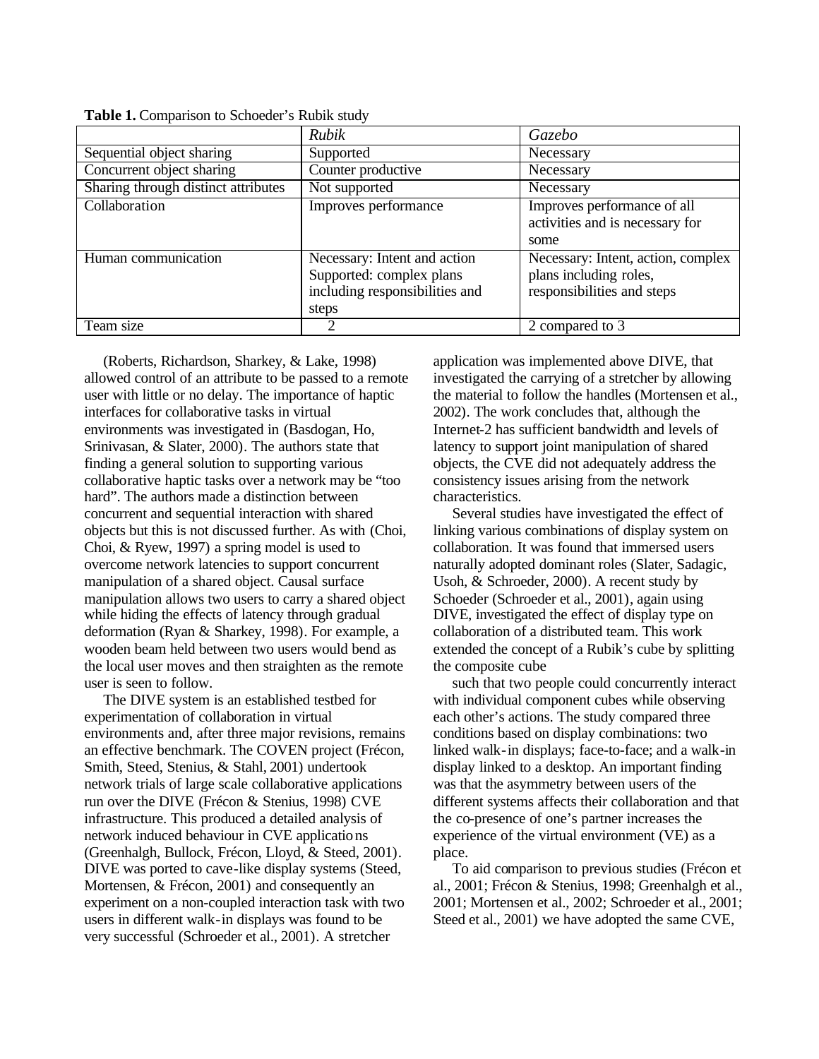**Table 1.** Comparison to Schoeder's Rubik study

| | *Rubik* | *Gazebo* |
|---|---|---|
| Sequential object sharing | Supported | Necessary |
| Concurrent object sharing | Counter productive | Necessary |
| Sharing through distinct attributes | Not supported | Necessary |
| Collaboration | Improves performance | Improves performance of all activities and is necessary for some |
| Human communication | Necessary: Intent and action Supported: complex plans including responsibilities and steps | Necessary: Intent, action, complex plans including roles, responsibilities and steps |
| Team size | 2 | 2 compared to 3 |

(Roberts, Richardson, Sharkey, & Lake, 1998) allowed control of an attribute to be passed to a remote user with little or no delay. The importance of haptic interfaces for collaborative tasks in virtual environments was investigated in (Basdogan, Ho, Srinivasan, & Slater, 2000). The authors state that finding a general solution to supporting various collaborative haptic tasks over a network may be "too hard". The authors made a distinction between concurrent and sequential interaction with shared objects but this is not discussed further. As with (Choi, Choi, & Ryew, 1997) a spring model is used to overcome network latencies to support concurrent manipulation of a shared object. Causal surface manipulation allows two users to carry a shared object while hiding the effects of latency through gradual deformation (Ryan & Sharkey, 1998). For example, a wooden beam held between two users would bend as the local user moves and then straighten as the remote user is seen to follow.

The DIVE system is an established testbed for experimentation of collaboration in virtual environments and, after three major revisions, remains an effective benchmark. The COVEN project (Frécon, Smith, Steed, Stenius, & Stahl, 2001) undertook network trials of large scale collaborative applications run over the DIVE (Frécon & Stenius, 1998) CVE infrastructure. This produced a detailed analysis of network induced behaviour in CVE applications (Greenhalgh, Bullock, Frécon, Lloyd, & Steed, 2001). DIVE was ported to cave-like display systems (Steed, Mortensen, & Frécon, 2001) and consequently an experiment on a non-coupled interaction task with two users in different walk-in displays was found to be very successful (Schroeder et al., 2001). A stretcher application was implemented above DIVE, that investigated the carrying of a stretcher by allowing the material to follow the handles (Mortensen et al., 2002). The work concludes that, although the Internet-2 has sufficient bandwidth and levels of latency to support joint manipulation of shared objects, the CVE did not adequately address the consistency issues arising from the network characteristics.

Several studies have investigated the effect of linking various combinations of display system on collaboration. It was found that immersed users naturally adopted dominant roles (Slater, Sadagic, Usoh, & Schroeder, 2000). A recent study by Schoeder (Schroeder et al., 2001), again using DIVE, investigated the effect of display type on collaboration of a distributed team. This work extended the concept of a Rubik's cube by splitting the composite cube

such that two people could concurrently interact with individual component cubes while observing each other's actions. The study compared three conditions based on display combinations: two linked walk-in displays; face-to-face; and a walk-in display linked to a desktop. An important finding was that the asymmetry between users of the different systems affects their collaboration and that the co-presence of one's partner increases the experience of the virtual environment (VE) as a place.

To aid comparison to previous studies (Frécon et al., 2001; Frécon & Stenius, 1998; Greenhalgh et al., 2001; Mortensen et al., 2002; Schroeder et al., 2001; Steed et al., 2001) we have adopted the same CVE,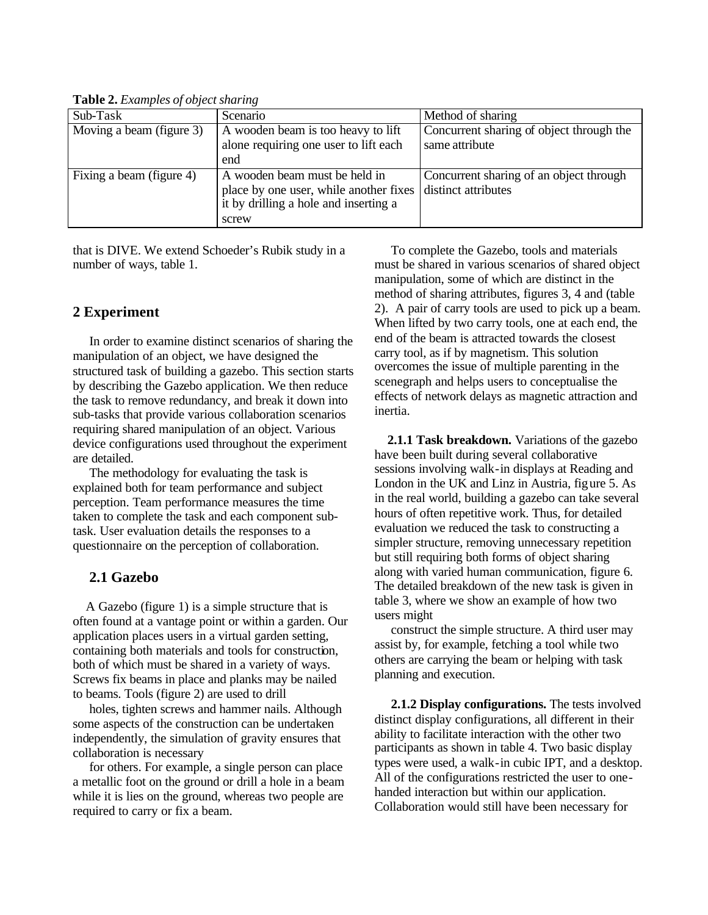**Table 2.** *Examples of object sharing*

| Sub-Task | Scenario | Method of sharing |
|---|---|---|
| Moving a beam (figure 3) | A wooden beam is too heavy to lift alone requiring one user to lift each end | Concurrent sharing of object through the same attribute |
| Fixing a beam (figure 4) | A wooden beam must be held in place by one user, while another fixes it by drilling a hole and inserting a screw | Concurrent sharing of an object through distinct attributes |

that is DIVE. We extend Schoeder's Rubik study in a number of ways, table 1.

## 2 Experiment

In order to examine distinct scenarios of sharing the manipulation of an object, we have designed the structured task of building a gazebo. This section starts by describing the Gazebo application. We then reduce the task to remove redundancy, and break it down into sub-tasks that provide various collaboration scenarios requiring shared manipulation of an object. Various device configurations used throughout the experiment are detailed.

The methodology for evaluating the task is explained both for team performance and subject perception. Team performance measures the time taken to complete the task and each component sub-task. User evaluation details the responses to a questionnaire on the perception of collaboration.

### 2.1 Gazebo

A Gazebo (figure 1) is a simple structure that is often found at a vantage point or within a garden. Our application places users in a virtual garden setting, containing both materials and tools for construction, both of which must be shared in a variety of ways. Screws fix beams in place and planks may be nailed to beams. Tools (figure 2) are used to drill holes, tighten screws and hammer nails. Although some aspects of the construction can be undertaken independently, the simulation of gravity ensures that collaboration is necessary for others. For example, a single person can place a metallic foot on the ground or drill a hole in a beam while it is lies on the ground, whereas two people are required to carry or fix a beam.

To complete the Gazebo, tools and materials must be shared in various scenarios of shared object manipulation, some of which are distinct in the method of sharing attributes, figures 3, 4 and (table 2). A pair of carry tools are used to pick up a beam. When lifted by two carry tools, one at each end, the end of the beam is attracted towards the closest carry tool, as if by magnetism. This solution overcomes the issue of multiple parenting in the scenegraph and helps users to conceptualise the effects of network delays as magnetic attraction and inertia.

**2.1.1 Task breakdown.** Variations of the gazebo have been built during several collaborative sessions involving walk-in displays at Reading and London in the UK and Linz in Austria, figure 5. As in the real world, building a gazebo can take several hours of often repetitive work. Thus, for detailed evaluation we reduced the task to constructing a simpler structure, removing unnecessary repetition but still requiring both forms of object sharing along with varied human communication, figure 6. The detailed breakdown of the new task is given in table 3, where we show an example of how two users might construct the simple structure. A third user may assist by, for example, fetching a tool while two others are carrying the beam or helping with task planning and execution.

**2.1.2 Display configurations.** The tests involved distinct display configurations, all different in their ability to facilitate interaction with the other two participants as shown in table 4. Two basic display types were used, a walk-in cubic IPT, and a desktop. All of the configurations restricted the user to one-handed interaction but within our application. Collaboration would still have been necessary for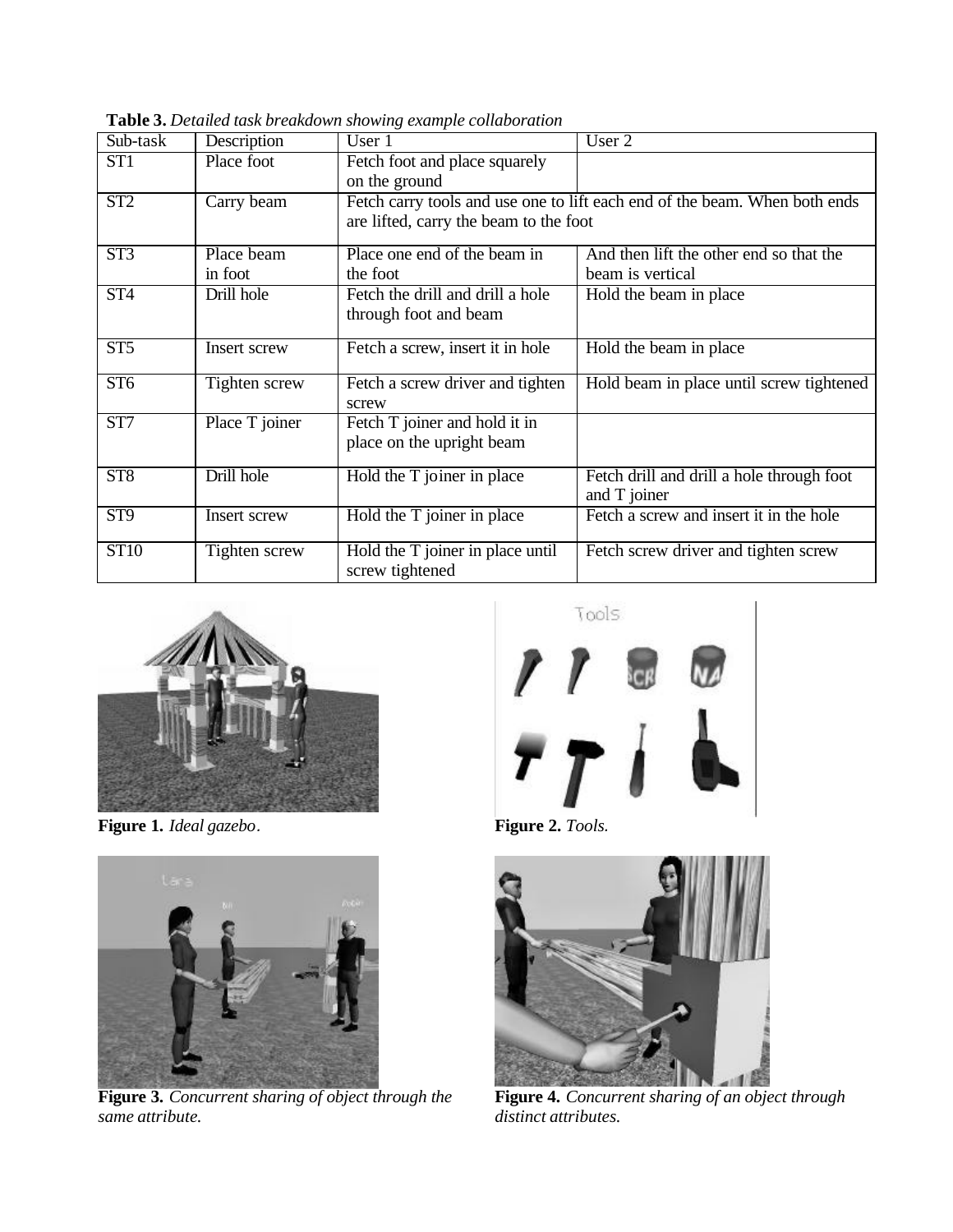**Table 3.** *Detailed task breakdown showing example collaboration*

| Sub-task | Description | User 1 | User 2 |
|---|---|---|---|
| ST1 | Place foot | Fetch foot and place squarely on the ground | |
| ST2 | Carry beam | Fetch carry tools and use one to lift each end of the beam. When both ends are lifted, carry the beam to the foot | |
| ST3 | Place beam in foot | Place one end of the beam in the foot | And then lift the other end so that the beam is vertical |
| ST4 | Drill hole | Fetch the drill and drill a hole through foot and beam | Hold the beam in place |
| ST5 | Insert screw | Fetch a screw, insert it in hole | Hold the beam in place |
| ST6 | Tighten screw | Fetch a screw driver and tighten screw | Hold beam in place until screw tightened |
| ST7 | Place T joiner | Fetch T joiner and hold it in place on the upright beam | |
| ST8 | Drill hole | Hold the T joiner in place | Fetch drill and drill a hole through foot and T joiner |
| ST9 | Insert screw | Hold the T joiner in place | Fetch a screw and insert it in the hole |
| ST10 | Tighten screw | Hold the T joiner in place until screw tightened | Fetch screw driver and tighten screw |

**Figure 1.** *Ideal gazebo*.

**Figure 2.** *Tools.*

**Figure 3.** *Concurrent sharing of object through the same attribute.*

**Figure 4.** *Concurrent sharing of an object through distinct attributes.*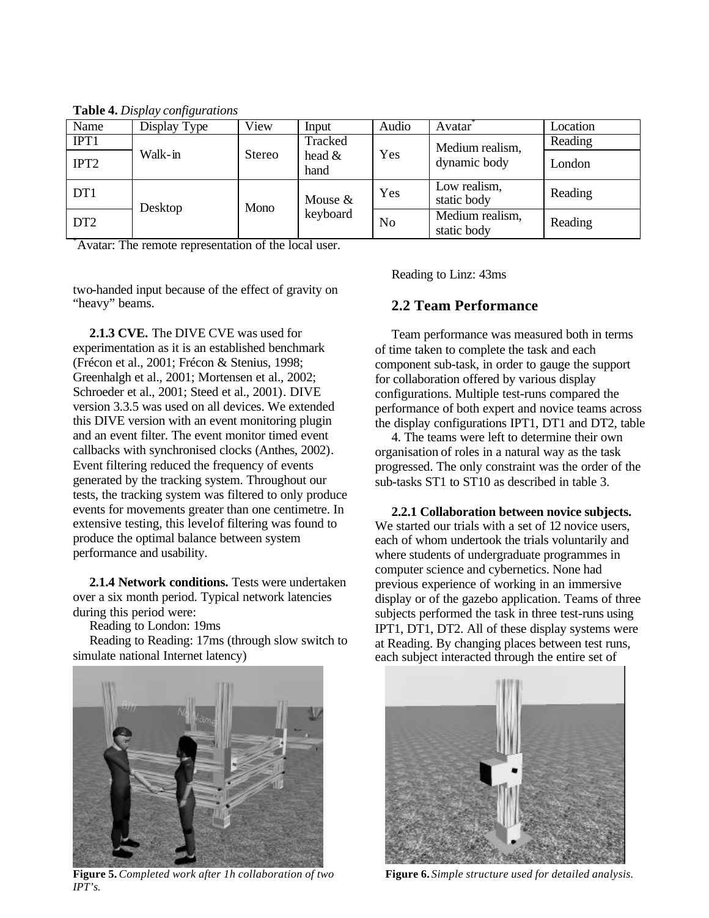**Table 4.** *Display configurations*

| Name | Display Type | View | Input | Audio | Avatar* | Location |
|---|---|---|---|---|---|---|
| IPT1 | Walk-in | Stereo | Tracked head & hand | Yes | Medium realism, dynamic body | Reading |
| IPT2 | | | | | | London |
| DT1 | Desktop | Mono | Mouse & keyboard | Yes | Low realism, static body | Reading |
| DT2 | | | | No | Medium realism, static body | Reading |

*Avatar: The remote representation of the local user.

two-handed input because of the effect of gravity on "heavy" beams.

**2.1.3 CVE.** The DIVE CVE was used for experimentation as it is an established benchmark (Frécon et al., 2001; Frécon & Stenius, 1998; Greenhalgh et al., 2001; Mortensen et al., 2002; Schroeder et al., 2001; Steed et al., 2001). DIVE version 3.3.5 was used on all devices. We extended this DIVE version with an event monitoring plugin and an event filter. The event monitor timed event callbacks with synchronised clocks (Anthes, 2002). Event filtering reduced the frequency of events generated by the tracking system. Throughout our tests, the tracking system was filtered to only produce events for movements greater than one centimetre. In extensive testing, this level of filtering was found to produce the optimal balance between system performance and usability.

**2.1.4 Network conditions.** Tests were undertaken over a six month period. Typical network latencies during this period were:

Reading to London: 19ms

Reading to Reading: 17ms (through slow switch to simulate national Internet latency)

Reading to Linz: 43ms

**Figure 5.** *Completed work after 1h collaboration of two IPT's.*

## 2.2 Team Performance

Team performance was measured both in terms of time taken to complete the task and each component sub-task, in order to gauge the support for collaboration offered by various display configurations. Multiple test-runs compared the performance of both expert and novice teams across the display configurations IPT1, DT1 and DT2, table 4. The teams were left to determine their own organisation of roles in a natural way as the task progressed. The only constraint was the order of the sub-tasks ST1 to ST10 as described in table 3.

**2.2.1 Collaboration between novice subjects.** We started our trials with a set of 12 novice users, each of whom undertook the trials voluntarily and where students of undergraduate programmes in computer science and cybernetics. None had previous experience of working in an immersive display or of the gazebo application. Teams of three subjects performed the task in three test-runs using IPT1, DT1, DT2. All of these display systems were at Reading. By changing places between test runs, each subject interacted through the entire set of

**Figure 6.** *Simple structure used for detailed analysis.*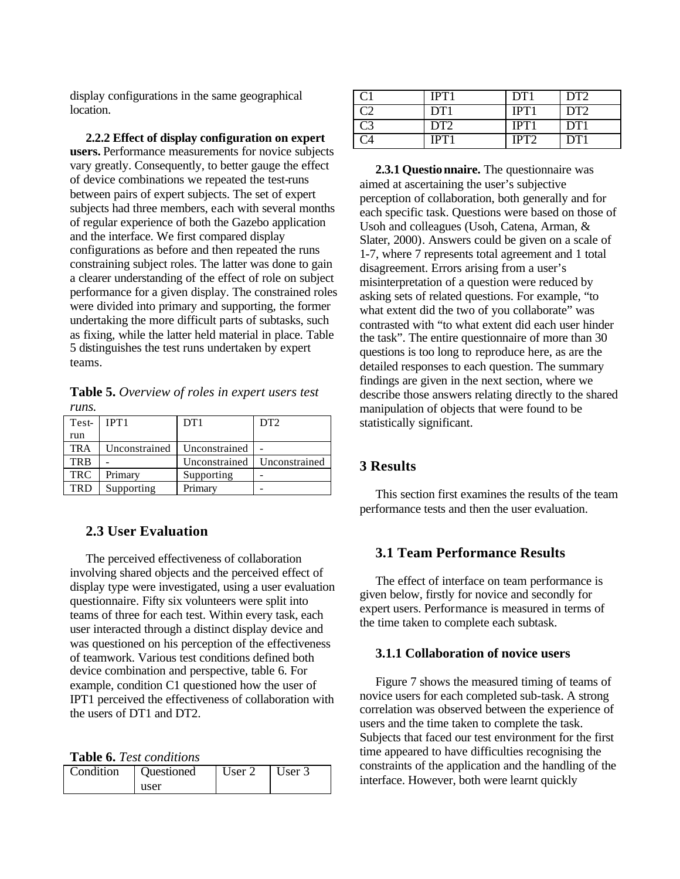display configurations in the same geographical location.

**2.2.2 Effect of display configuration on expert users.** Performance measurements for novice subjects vary greatly. Consequently, to better gauge the effect of device combinations we repeated the test-runs between pairs of expert subjects. The set of expert subjects had three members, each with several months of regular experience of both the Gazebo application and the interface. We first compared display configurations as before and then repeated the runs constraining subject roles. The latter was done to gain a clearer understanding of the effect of role on subject performance for a given display. The constrained roles were divided into primary and supporting, the former undertaking the more difficult parts of subtasks, such as fixing, while the latter held material in place. Table 5 distinguishes the test runs undertaken by expert teams.

**Table 5.** *Overview of roles in expert users test runs.*

| Test-run | IPT1 | DT1 | DT2 |
|---|---|---|---|
| TRA | Unconstrained | Unconstrained | - |
| TRB | - | Unconstrained | Unconstrained |
| TRC | Primary | Supporting | - |
| TRD | Supporting | Primary | - |

## 2.3 User Evaluation

The perceived effectiveness of collaboration involving shared objects and the perceived effect of display type were investigated, using a user evaluation questionnaire. Fifty six volunteers were split into teams of three for each test. Within every task, each user interacted through a distinct display device and was questioned on his perception of the effectiveness of teamwork. Various test conditions defined both device combination and perspective, table 6. For example, condition C1 questioned how the user of IPT1 perceived the effectiveness of collaboration with the users of DT1 and DT2.

**Table 6.** *Test conditions*

| Condition | Questioned user | User 2 | User 3 |
|---|---|---|---|
| C1 | IPT1 | DT1 | DT2 |
| C2 | DT1 | IPT1 | DT2 |
| C3 | DT2 | IPT1 | DT1 |
| C4 | IPT1 | IPT2 | DT1 |

**2.3.1 Questionnaire.** The questionnaire was aimed at ascertaining the user's subjective perception of collaboration, both generally and for each specific task. Questions were based on those of Usoh and colleagues (Usoh, Catena, Arman, & Slater, 2000). Answers could be given on a scale of 1-7, where 7 represents total agreement and 1 total disagreement. Errors arising from a user's misinterpretation of a question were reduced by asking sets of related questions. For example, "to what extent did the two of you collaborate" was contrasted with "to what extent did each user hinder the task". The entire questionnaire of more than 30 questions is too long to reproduce here, as are the detailed responses to each question. The summary findings are given in the next section, where we describe those answers relating directly to the shared manipulation of objects that were found to be statistically significant.

# 3 Results

This section first examines the results of the team performance tests and then the user evaluation.

## 3.1 Team Performance Results

The effect of interface on team performance is given below, firstly for novice and secondly for expert users. Performance is measured in terms of the time taken to complete each subtask.

### 3.1.1 Collaboration of novice users

Figure 7 shows the measured timing of teams of novice users for each completed sub-task. A strong correlation was observed between the experience of users and the time taken to complete the task. Subjects that faced our test environment for the first time appeared to have difficulties recognising the constraints of the application and the handling of the interface. However, both were learnt quickly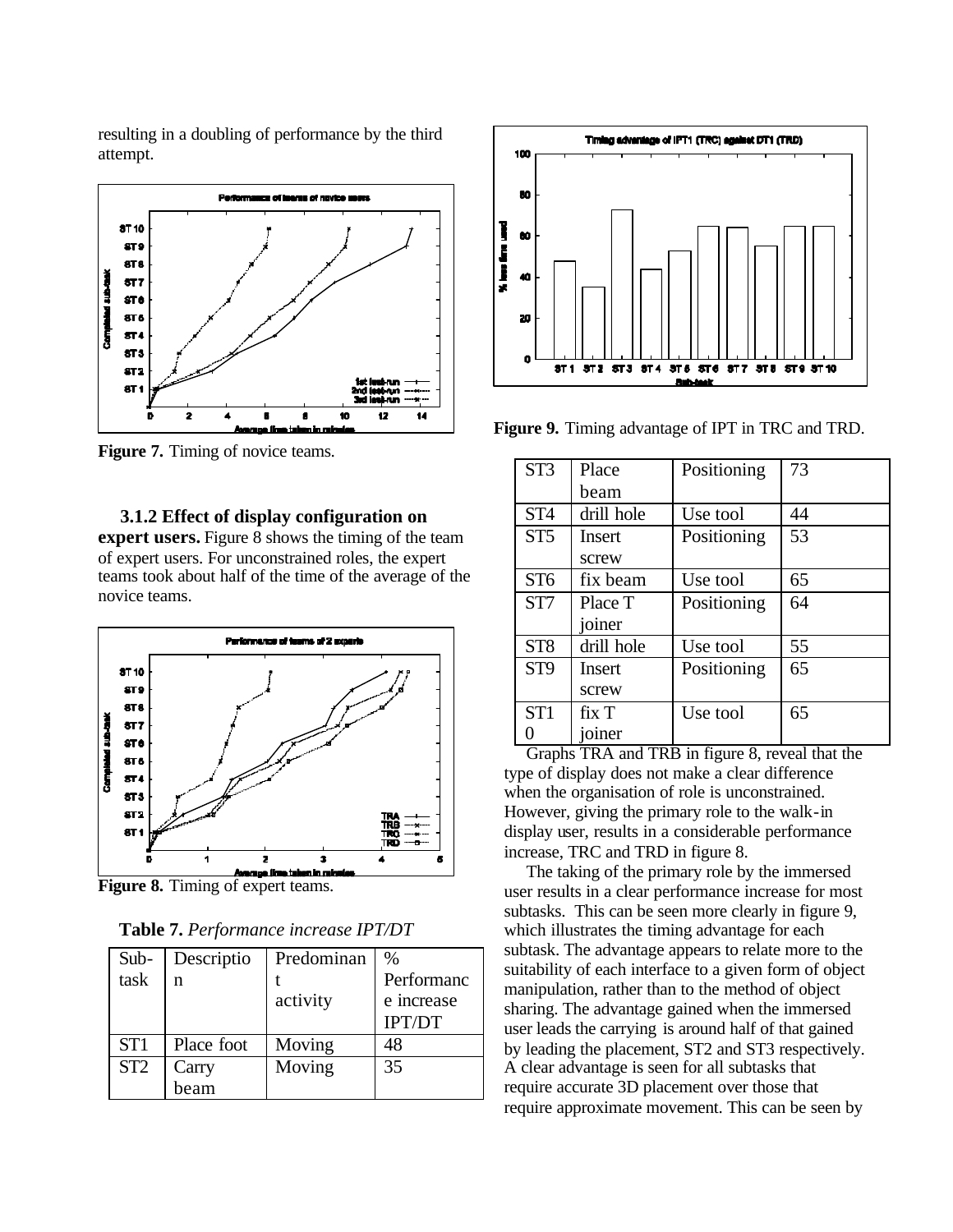resulting in a doubling of performance by the third attempt.

Figure 7. Timing of novice teams.

### 3.1.2 Effect of display configuration on expert users.

Figure 8 shows the timing of the team of expert users. For unconstrained roles, the expert teams took about half of the time of the average of the novice teams.

Figure 8. Timing of expert teams.

**Table 7.** *Performance increase IPT/DT*

| Sub-task | Description | Predominant activity | % Performance increase IPT/DT |
|---|---|---|---|
| ST1 | Place foot | Moving | 48 |
| ST2 | Carry beam | Moving | 35 |
| ST3 | Place beam | Positioning | 73 |
| ST4 | drill hole | Use tool | 44 |
| ST5 | Insert screw | Positioning | 53 |
| ST6 | fix beam | Use tool | 65 |
| ST7 | Place T joiner | Positioning | 64 |
| ST8 | drill hole | Use tool | 55 |
| ST9 | Insert screw | Positioning | 65 |
| ST10 | fix T joiner | Use tool | 65 |

**Figure 9.** Timing advantage of IPT in TRC and TRD.

Graphs TRA and TRB in figure 8, reveal that the type of display does not make a clear difference when the organisation of role is unconstrained. However, giving the primary role to the walk-in display user, results in a considerable performance increase, TRC and TRD in figure 8.

The taking of the primary role by the immersed user results in a clear performance increase for most subtasks. This can be seen more clearly in figure 9, which illustrates the timing advantage for each subtask. The advantage appears to relate more to the suitability of each interface to a given form of object manipulation, rather than to the method of object sharing. The advantage gained when the immersed user leads the carrying is around half of that gained by leading the placement, ST2 and ST3 respectively. A clear advantage is seen for all subtasks that require accurate 3D placement over those that require approximate movement. This can be seen by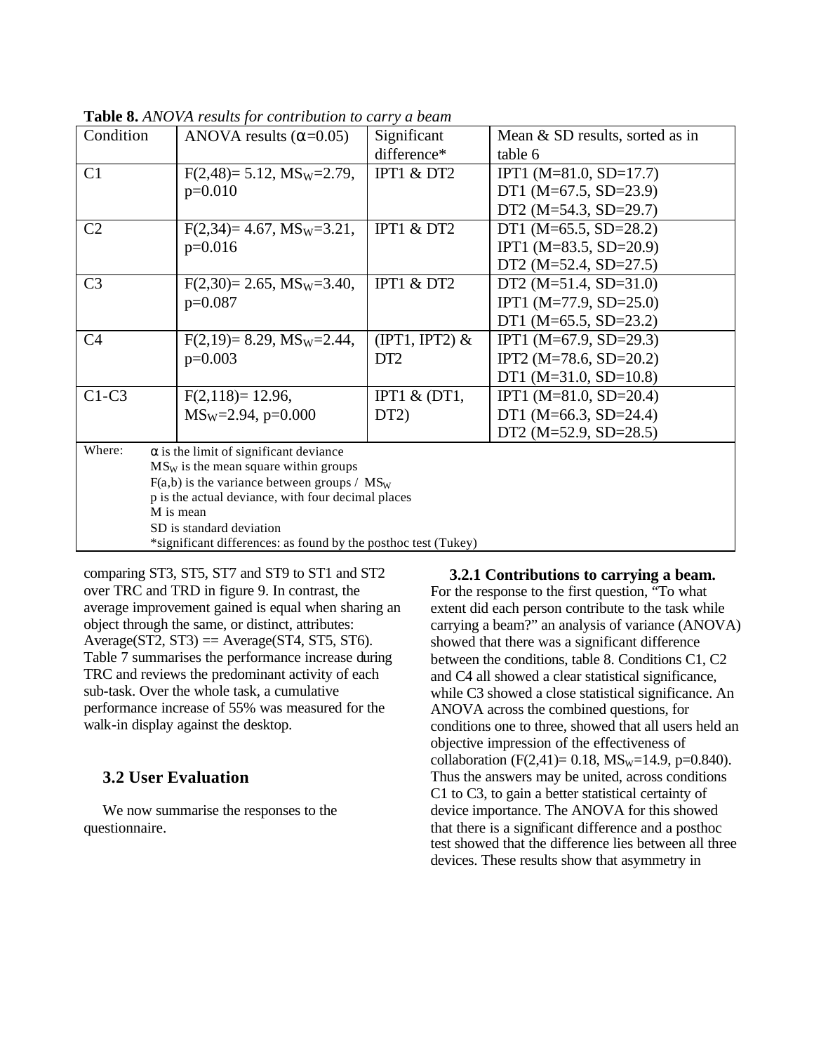**Table 8.** *ANOVA results for contribution to carry a beam*

| Condition | ANOVA results ($\alpha$=0.05) | Significant difference* | Mean & SD results, sorted as in table 6 |
|---|---|---|---|
| C1 | $F(2,48)= 5.12$, $MS_W=2.79$, $p=0.010$ | IPT1 & DT2 | IPT1 (M=81.0, SD=17.7)<br>DT1 (M=67.5, SD=23.9)<br>DT2 (M=54.3, SD=29.7) |
| C2 | $F(2,34)= 4.67$, $MS_W=3.21$, $p=0.016$ | IPT1 & DT2 | DT1 (M=65.5, SD=28.2)<br>IPT1 (M=83.5, SD=20.9)<br>DT2 (M=52.4, SD=27.5) |
| C3 | $F(2,30)= 2.65$, $MS_W=3.40$, $p=0.087$ | IPT1 & DT2 | DT2 (M=51.4, SD=31.0)<br>IPT1 (M=77.9, SD=25.0)<br>DT1 (M=65.5, SD=23.2) |
| C4 | $F(2,19)= 8.29$, $MS_W=2.44$, $p=0.003$ | (IPT1, IPT2) & DT2 | IPT1 (M=67.9, SD=29.3)<br>IPT2 (M=78.6, SD=20.2)<br>DT1 (M=31.0, SD=10.8) |
| C1-C3 | $F(2,118)= 12.96$, $MS_W=2.94$, $p=0.000$ | IPT1 & (DT1, DT2) | IPT1 (M=81.0, SD=20.4)<br>DT1 (M=66.3, SD=24.4)<br>DT2 (M=52.9, SD=28.5) |

Where:
- $\alpha$ is the limit of significant deviance
- $MS_W$ is the mean square within groups
- $F(a,b)$ is the variance between groups / $MS_W$
- p is the actual deviance, with four decimal places
- M is mean
- SD is standard deviation
- *significant differences: as found by the posthoc test (Tukey)

comparing ST3, ST5, ST7 and ST9 to ST1 and ST2 over TRC and TRD in figure 9. In contrast, the average improvement gained is equal when sharing an object through the same, or distinct, attributes: Average(ST2, ST3) == Average(ST4, ST5, ST6). Table 7 summarises the performance increase during TRC and reviews the predominant activity of each sub-task. Over the whole task, a cumulative performance increase of 55% was measured for the walk-in display against the desktop.

## 3.2 User Evaluation

We now summarise the responses to the questionnaire.

### 3.2.1 Contributions to carrying a beam.

For the response to the first question, "To what extent did each person contribute to the task while carrying a beam?" an analysis of variance (ANOVA) showed that there was a significant difference between the conditions, table 8. Conditions C1, C2 and C4 all showed a clear statistical significance, while C3 showed a close statistical significance. An ANOVA across the combined questions, for conditions one to three, showed that all users held an objective impression of the effectiveness of collaboration ($F(2,41)= 0.18$, $MS_W=14.9$, $p=0.840$). Thus the answers may be united, across conditions C1 to C3, to gain a better statistical certainty of device importance. The ANOVA for this showed that there is a significant difference and a posthoc test showed that the difference lies between all three devices. These results show that asymmetry in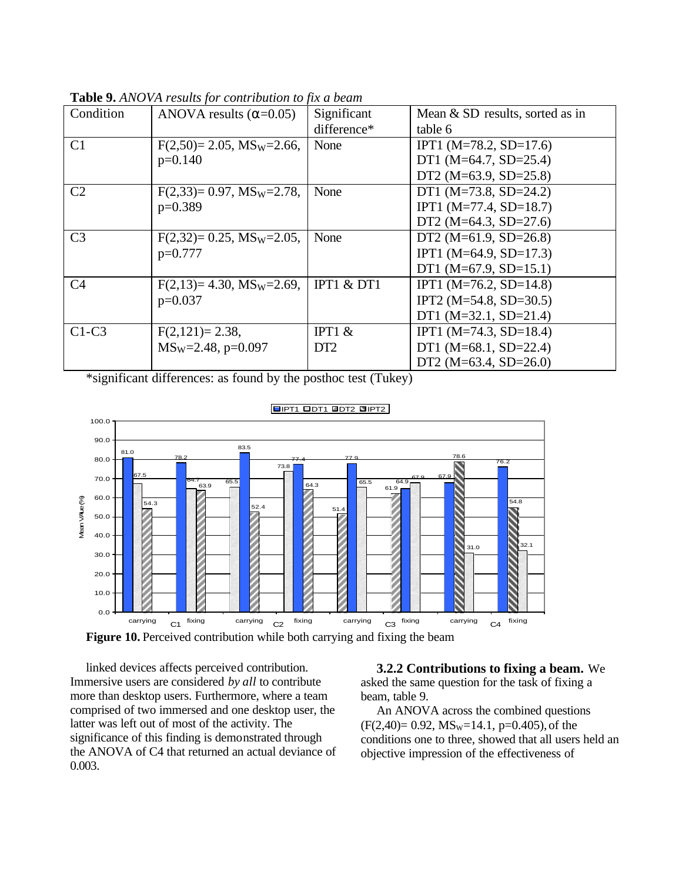**Table 9.** *ANOVA results for contribution to fix a beam*

| Condition | ANOVA results ($\alpha$=0.05) | Significant difference* | Mean & SD results, sorted as in table 6 |
|---|---|---|---|
| C1 | $F(2,50)= 2.05$, $MS_W=2.66$, $p=0.140$ | None | IPT1 (M=78.2, SD=17.6)<br>DT1 (M=64.7, SD=25.4)<br>DT2 (M=63.9, SD=25.8) |
| C2 | $F(2,33)= 0.97$, $MS_W=2.78$, $p=0.389$ | None | DT1 (M=73.8, SD=24.2)<br>IPT1 (M=77.4, SD=18.7)<br>DT2 (M=64.3, SD=27.6) |
| C3 | $F(2,32)= 0.25$, $MS_W=2.05$, $p=0.777$ | None | DT2 (M=61.9, SD=26.8)<br>IPT1 (M=64.9, SD=17.3)<br>DT1 (M=67.9, SD=15.1) |
| C4 | $F(2,13)= 4.30$, $MS_W=2.69$, $p=0.037$ | IPT1 & DT1 | IPT1 (M=76.2, SD=14.8)<br>IPT2 (M=54.8, SD=30.5)<br>DT1 (M=32.1, SD=21.4) |
| C1-C3 | $F(2,121)= 2.38$, $MS_W=2.48$, $p=0.097$ | IPT1 & DT2 | IPT1 (M=74.3, SD=18.4)<br>DT1 (M=68.1, SD=22.4)<br>DT2 (M=63.4, SD=26.0) |

*significant differences: as found by the posthoc test (Tukey)

**Figure 10.** Perceived contribution while both carrying and fixing the beam

linked devices affects perceived contribution. Immersive users are considered *by all* to contribute more than desktop users. Furthermore, where a team comprised of two immersed and one desktop user, the latter was left out of most of the activity. The significance of this finding is demonstrated through the ANOVA of C4 that returned an actual deviance of 0.003.

**3.2.2 Contributions to fixing a beam.** We asked the same question for the task of fixing a beam, table 9.

An ANOVA across the combined questions ($F(2,40)= 0.92$, $MS_W=14.1$, $p=0.405$), of the conditions one to three, showed that all users held an objective impression of the effectiveness of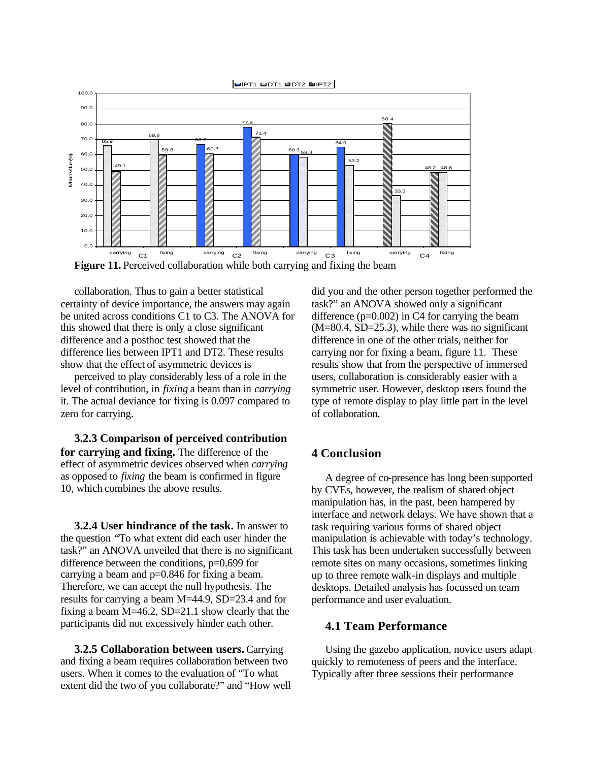**Figure 11.** Perceived collaboration while both carrying and fixing the beam

collaboration. Thus to gain a better statistical certainty of device importance, the answers may again be united across conditions C1 to C3. The ANOVA for this showed that there is only a close significant difference and a posthoc test showed that the difference lies between IPT1 and DT2. These results show that the effect of asymmetric devices is perceived to play considerably less of a role in the level of contribution, in *fixing* a beam than in *carrying* it. The actual deviance for fixing is 0.097 compared to zero for carrying.

**3.2.3 Comparison of perceived contribution for carrying and fixing.** The difference of the effect of asymmetric devices observed when *carrying* as opposed to *fixing* the beam is confirmed in figure 10, which combines the above results.

**3.2.4 User hindrance of the task.** In answer to the question "To what extent did each user hinder the task?" an ANOVA unveiled that there is no significant difference between the conditions, $p=0.699$ for carrying a beam and $p=0.846$ for fixing a beam. Therefore, we can accept the null hypothesis. The results for carrying a beam $M=44.9$, $SD=23.4$ and for fixing a beam $M=46.2$, $SD=21.1$ show clearly that the participants did not excessively hinder each other.

**3.2.5 Collaboration between users.** Carrying and fixing a beam requires collaboration between two users. When it comes to the evaluation of "To what extent did the two of you collaborate?" and "How well did you and the other person together performed the task?" an ANOVA showed only a significant difference ($p=0.002$) in C4 for carrying the beam ($M=80.4$, $SD=25.3$), while there was no significant difference in one of the other trials, neither for carrying nor for fixing a beam, figure 11. These results show that from the perspective of immersed users, collaboration is considerably easier with a symmetric user. However, desktop users found the type of remote display to play little part in the level of collaboration.

# 4 Conclusion

A degree of co-presence has long been supported by CVEs, however, the realism of shared object manipulation has, in the past, been hampered by interface and network delays. We have shown that a task requiring various forms of shared object manipulation is achievable with today's technology. This task has been undertaken successfully between remote sites on many occasions, sometimes linking up to three remote walk-in displays and multiple desktops. Detailed analysis has focussed on team performance and user evaluation.

## 4.1 Team Performance

Using the gazebo application, novice users adapt quickly to remoteness of peers and the interface. Typically after three sessions their performance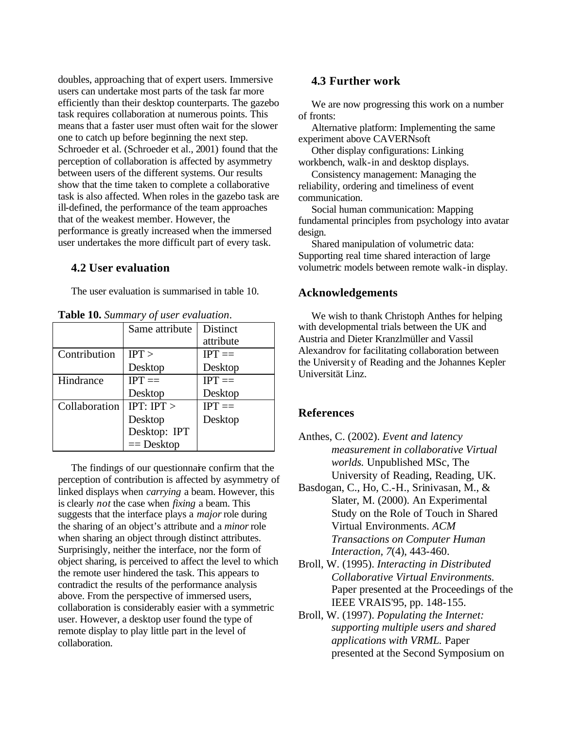doubles, approaching that of expert users. Immersive users can undertake most parts of the task far more efficiently than their desktop counterparts. The gazebo task requires collaboration at numerous points. This means that a faster user must often wait for the slower one to catch up before beginning the next step. Schroeder et al. (Schroeder et al., 2001) found that the perception of collaboration is affected by asymmetry between users of the different systems. Our results show that the time taken to complete a collaborative task is also affected. When roles in the gazebo task are ill-defined, the performance of the team approaches that of the weakest member. However, the performance is greatly increased when the immersed user undertakes the more difficult part of every task.

### 4.2 User evaluation

The user evaluation is summarised in table 10.

**Table 10.** *Summary of user evaluation.*

| | Same attribute | Distinct attribute |
|---|---|---|
| Contribution | IPT > Desktop | IPT == Desktop |
| Hindrance | IPT == Desktop | IPT == Desktop |
| Collaboration | IPT: IPT > Desktop<br>Desktop: IPT == Desktop | IPT == Desktop |

The findings of our questionnaire confirm that the perception of contribution is affected by asymmetry of linked displays when *carrying* a beam. However, this is clearly *not* the case when *fixing* a beam. This suggests that the interface plays a *major* role during the sharing of an object's attribute and a *minor* role when sharing an object through distinct attributes. Surprisingly, neither the interface, nor the form of object sharing, is perceived to affect the level to which the remote user hindered the task. This appears to contradict the results of the performance analysis above. From the perspective of immersed users, collaboration is considerably easier with a symmetric user. However, a desktop user found the type of remote display to play little part in the level of collaboration.

### 4.3 Further work

We are now progressing this work on a number of fronts:

Alternative platform: Implementing the same experiment above CAVERNsoft

Other display configurations: Linking workbench, walk-in and desktop displays.

Consistency management: Managing the reliability, ordering and timeliness of event communication.

Social human communication: Mapping fundamental principles from psychology into avatar design.

Shared manipulation of volumetric data: Supporting real time shared interaction of large volumetric models between remote walk-in display.

## Acknowledgements

We wish to thank Christoph Anthes for helping with developmental trials between the UK and Austria and Dieter Kranzlmüller and Vassil Alexandrov for facilitating collaboration between the University of Reading and the Johannes Kepler Universität Linz.

## References

Anthes, C. (2002). *Event and latency measurement in collaborative Virtual worlds.* Unpublished MSc, The University of Reading, Reading, UK.

Basdogan, C., Ho, C.-H., Srinivasan, M., & Slater, M. (2000). An Experimental Study on the Role of Touch in Shared Virtual Environments. *ACM Transactions on Computer Human Interaction, 7*(4), 443-460.

Broll, W. (1995). *Interacting in Distributed Collaborative Virtual Environments.* Paper presented at the Proceedings of the IEEE VRAIS'95, pp. 148-155.

Broll, W. (1997). *Populating the Internet: supporting multiple users and shared applications with VRML.* Paper presented at the Second Symposium on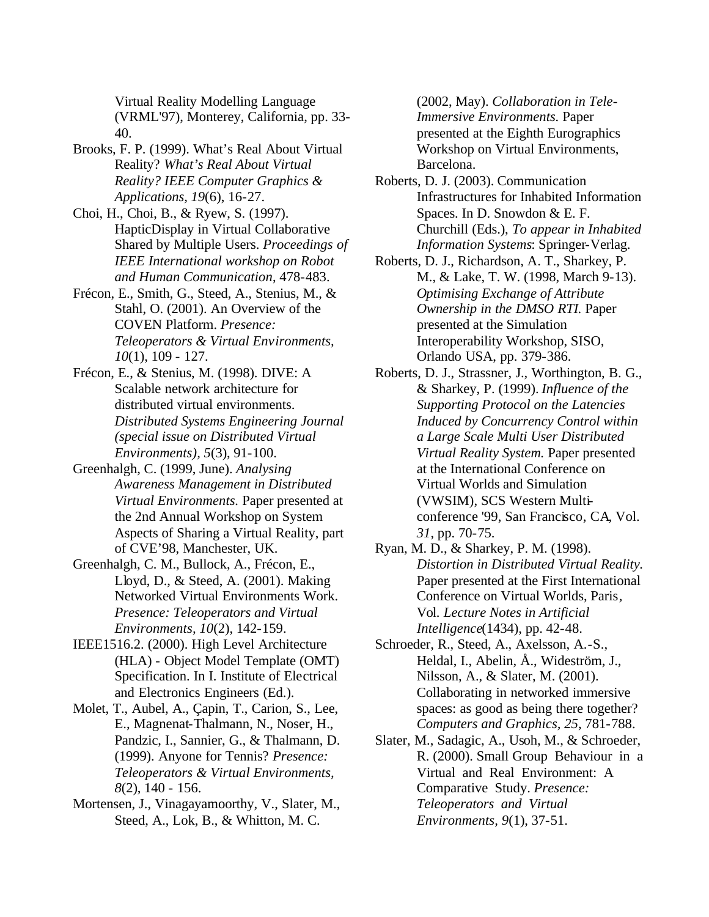Virtual Reality Modelling Language (VRML'97), Monterey, California, pp. 33-40.

Brooks, F. P. (1999). What's Real About Virtual Reality? *What's Real About Virtual Reality? IEEE Computer Graphics & Applications, 19*(6), 16-27.

Choi, H., Choi, B., & Ryew, S. (1997). HapticDisplay in Virtual Collaborative Shared by Multiple Users. *Proceedings of IEEE International workshop on Robot and Human Communication*, 478-483.

Frécon, E., Smith, G., Steed, A., Stenius, M., & Stahl, O. (2001). An Overview of the COVEN Platform. *Presence: Teleoperators & Virtual Environments, 10*(1), 109 - 127.

Frécon, E., & Stenius, M. (1998). DIVE: A Scalable network architecture for distributed virtual environments. *Distributed Systems Engineering Journal (special issue on Distributed Virtual Environments), 5*(3), 91-100.

Greenhalgh, C. (1999, June). *Analysing Awareness Management in Distributed Virtual Environments.* Paper presented at the 2nd Annual Workshop on System Aspects of Sharing a Virtual Reality, part of CVE'98, Manchester, UK.

Greenhalgh, C. M., Bullock, A., Frécon, E., Lloyd, D., & Steed, A. (2001). Making Networked Virtual Environments Work. *Presence: Teleoperators and Virtual Environments, 10*(2), 142-159.

IEEE1516.2. (2000). High Level Architecture (HLA) - Object Model Template (OMT) Specification. In I. Institute of Electrical and Electronics Engineers (Ed.).

Molet, T., Aubel, A., Çapin, T., Carion, S., Lee, E., Magnenat-Thalmann, N., Noser, H., Pandzic, I., Sannier, G., & Thalmann, D. (1999). Anyone for Tennis? *Presence: Teleoperators & Virtual Environments, 8*(2), 140 - 156.

Mortensen, J., Vinagayamoorthy, V., Slater, M., Steed, A., Lok, B., & Whitton, M. C. (2002, May). *Collaboration in Tele-Immersive Environments.* Paper presented at the Eighth Eurographics Workshop on Virtual Environments, Barcelona.

Roberts, D. J. (2003). Communication Infrastructures for Inhabited Information Spaces. In D. Snowdon & E. F. Churchill (Eds.), *To appear in Inhabited Information Systems*: Springer-Verlag.

Roberts, D. J., Richardson, A. T., Sharkey, P. M., & Lake, T. W. (1998, March 9-13). *Optimising Exchange of Attribute Ownership in the DMSO RTI.* Paper presented at the Simulation Interoperability Workshop, SISO, Orlando USA, pp. 379-386.

Roberts, D. J., Strassner, J., Worthington, B. G., & Sharkey, P. (1999). *Influence of the Supporting Protocol on the Latencies Induced by Concurrency Control within a Large Scale Multi User Distributed Virtual Reality System.* Paper presented at the International Conference on Virtual Worlds and Simulation (VWSIM), SCS Western Multi-conference '99, San Francisco, CA, Vol. *31*, pp. 70-75.

Ryan, M. D., & Sharkey, P. M. (1998). *Distortion in Distributed Virtual Reality.* Paper presented at the First International Conference on Virtual Worlds, Paris, Vol. *Lecture Notes in Artificial Intelligence*(1434), pp. 42-48.

Schroeder, R., Steed, A., Axelsson, A.-S., Heldal, I., Abelin, Å., Wideström, J., Nilsson, A., & Slater, M. (2001). Collaborating in networked immersive spaces: as good as being there together? *Computers and Graphics, 25*, 781-788.

Slater, M., Sadagic, A., Usoh, M., & Schroeder, R. (2000). Small Group Behaviour in a Virtual and Real Environment: A Comparative Study. *Presence: Teleoperators and Virtual Environments, 9*(1), 37-51.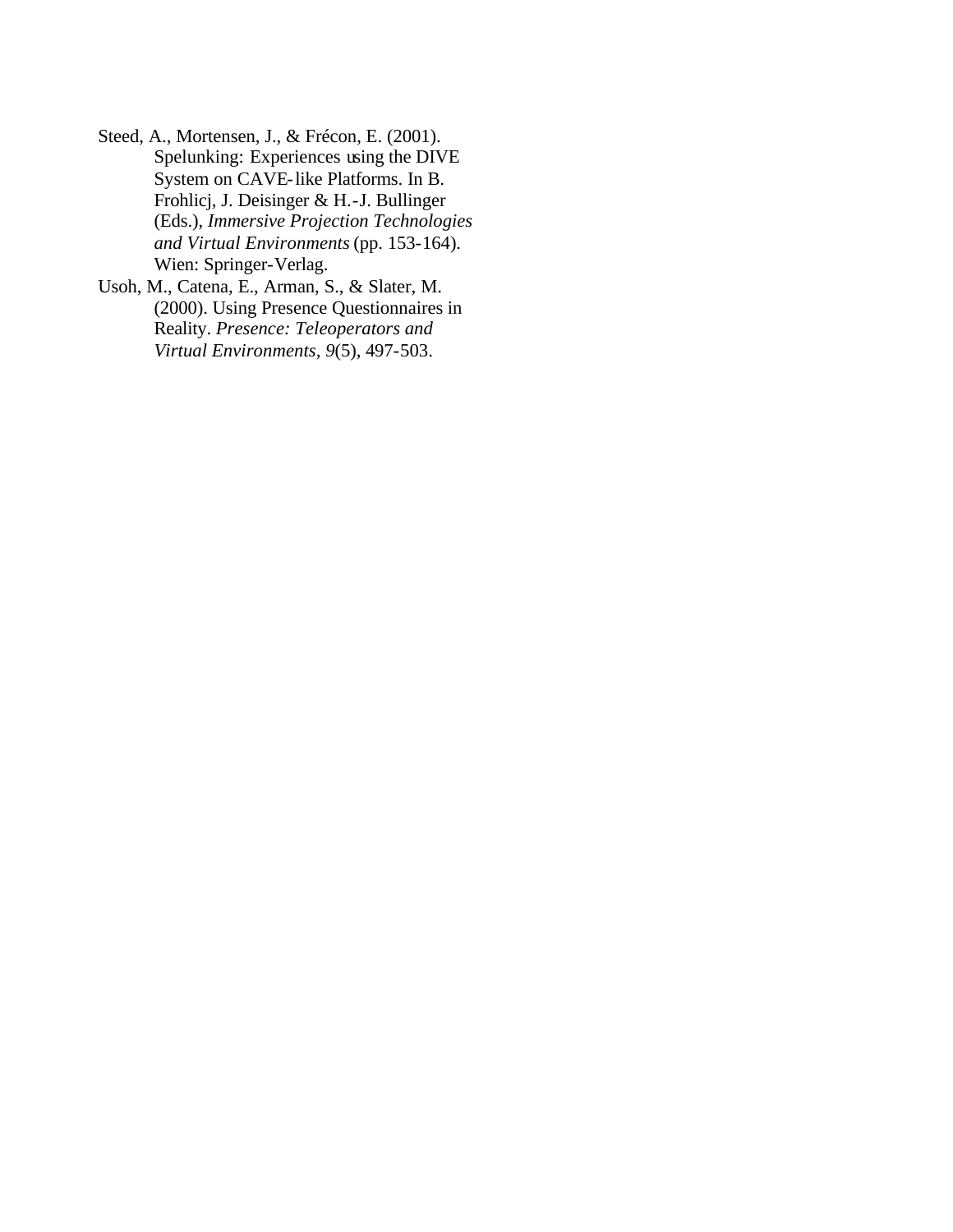Steed, A., Mortensen, J., & Frécon, E. (2001). Spelunking: Experiences using the DIVE System on CAVE-like Platforms. In B. Frohlicj, J. Deisinger & H.-J. Bullinger (Eds.), *Immersive Projection Technologies and Virtual Environments* (pp. 153-164). Wien: Springer-Verlag.

Usoh, M., Catena, E., Arman, S., & Slater, M. (2000). Using Presence Questionnaires in Reality. *Presence: Teleoperators and Virtual Environments, 9*(5), 497-503.